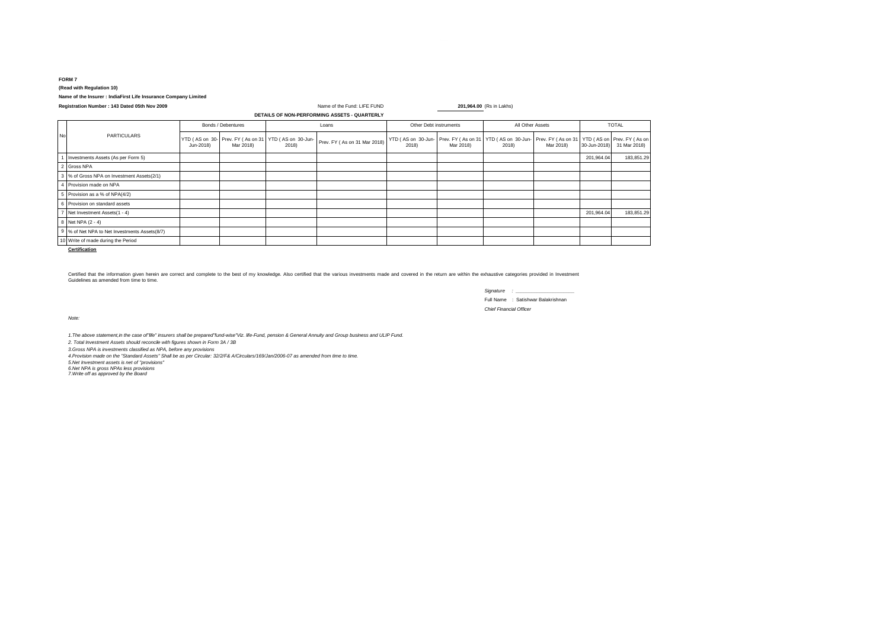**FORM 7**

**(Read with Regulation 10)**

**Name of the Insurer : IndiaFirst Life Insurance Company Limited**

**Registration Number : 143 Dated 05th Nov 2009**

Name of the Fund: LIFE FUND **201,964.00** (Rs in Lakhs)

**DETAILS OF NON-PERFORMING ASSETS - QUARTERLY**

| No | PARTICULARS | Bonds / Debentures | | Loans | | Other Debt instruments | | All Other Assets | | TOTAL | |
|---|---|---|---|---|---|---|---|---|---|---|---|
| | | YTD ( AS on 30-Jun-2018) | Prev. FY ( As on 31 Mar 2018) | YTD ( AS on 30-Jun-2018) | Prev. FY ( As on 31 Mar 2018) | YTD ( AS on 30-Jun-2018) | Prev. FY ( As on 31 Mar 2018) | YTD ( AS on 30-Jun-2018) | Prev. FY ( As on 31 Mar 2018) | YTD ( AS on 30-Jun-2018) | Prev. FY ( As on 31 Mar 2018) |
| 1 | Investments Assets (As per Form 5) | | | | | | | | | 201,964.04 | 183,851.29 |
| 2 | Gross NPA | | | | | | | | | | |
| 3 | % of Gross NPA on Investment Assets(2/1) | | | | | | | | | | |
| 4 | Provision made on NPA | | | | | | | | | | |
| 5 | Provision as a % of NPA(4/2) | | | | | | | | | | |
| 6 | Provision on standard assets | | | | | | | | | | |
| 7 | Net Investment Assets(1 - 4) | | | | | | | | | 201,964.04 | 183,851.29 |
| 8 | Net NPA (2 - 4) | | | | | | | | | | |
| 9 | % of Net NPA to Net Investments Assets(8/7) | | | | | | | | | | |
| 10 | Write of made during the Period | | | | | | | | | | |

**Certification**

Certified that the information given herein are correct and complete to the best of my knowledge. Also certified that the various investments made and covered in the return are within the exhaustive categories provided in Investment Guidelines as amended from time to time.

*Signature* : \_\_\_\_\_\_\_\_\_\_\_\_\_\_\_\_\_\_\_\_

Full Name : Satishwar Balakrishnan

*Chief Financial Officer*

*Note:*

*1.The above statement,in the case of"life" insurers shall be prepared"fund-wise"Viz. life-Fund, pension & General Annuity and Group business and ULIP Fund.*

*2. Total Investment Assets should reconcile with figures shown in Form 3A / 3B*

*3.Gross NPA is investments classified as NPA, before any provisions*

*4.Provision made on the "Standard Assets" Shall be as per Circular: 32/2/F& A/Circulars/169/Jan/2006-07 as amended from time to time.*

*5.Net Investment assets is net of "provisions"*

*6.Net NPA is gross NPAs less provisions*

*7.Write off as approved by the Board*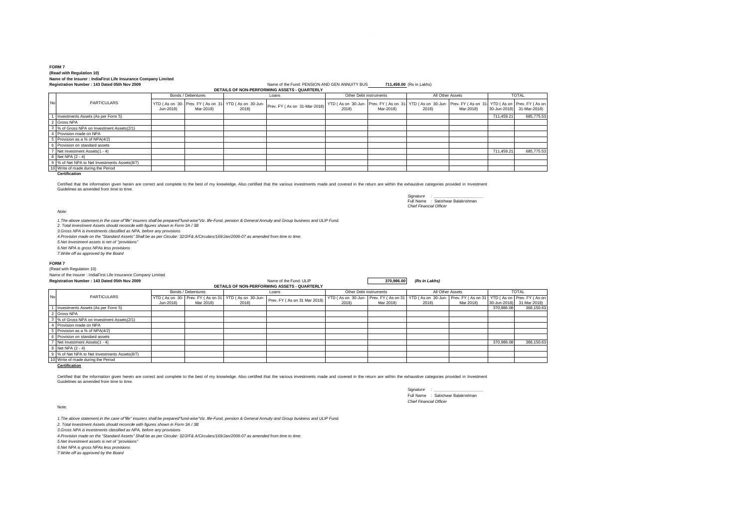**FORM 7**

**(Read with Regulation 10)**

**Name of the Insurer : IndiaFirst Life Insurance Company Limited**

**Registration Number : 143 Dated 05th Nov 2009**

Name of the Fund: PENSION AND GEN ANNUITY BUS **711,459.00** (Rs in Lakhs)

**DETAILS OF NON-PERFORMING ASSETS - QUARTERLY**

| No | PARTICULARS | Bonds / Debentures | | Loans | | Other Debt instruments | | All Other Assets | | TOTAL | |
|---|---|---|---|---|---|---|---|---|---|---|---|
| | | YTD ( As on 30-Jun-2018) | Prev. FY ( As on 31-Mar-2018) | YTD ( As on 30-Jun-2018) | Prev. FY ( As on 31-Mar-2018) | YTD ( As on 30-Jun-2018) | Prev. FY ( As on 31-Mar-2018) | YTD ( As on 30-Jun-2018) | Prev. FY ( As on 31-Mar-2018) | YTD ( As on 30-Jun-2018) | Prev. FY ( As on 31-Mar-2018) |
| 1 | Investments Assets (As per Form 5) | | | | | | | | | 711,459.21 | 685,775.53 |
| 2 | Gross NPA | | | | | | | | | | |
| 3 | % of Gross NPA on Investment Assets(2/1) | | | | | | | | | | |
| 4 | Provision made on NPA | | | | | | | | | | |
| 5 | Provision as a % of NPA(4/2) | | | | | | | | | | |
| 6 | Provision on standard assets | | | | | | | | | | |
| 7 | Net Investment Assets(1 - 4) | | | | | | | | | 711,459.21 | 685,775.53 |
| 8 | Net NPA (2 - 4) | | | | | | | | | | |
| 9 | % of Net NPA to Net Investments Assets(8/7) | | | | | | | | | | |
| 10 | Write of made during the Period | | | | | | | | | | |

**Certification**

Certified that the information given herein are correct and complete to the best of my knowledge. Also certified that the various investments made and covered in the return are within the exhaustive categories provided in Investment Guidelines as amended from time to time.

*Signature* : \_\_\_\_\_\_\_\_\_\_\_\_\_\_\_\_\_\_\_\_\_\_
Full Name : Satishwar Balakrishnan
*Chief Financial Officer*

*Note:*

*1.The above statement,in the case of"life" insurers shall be prepared"fund-wise"Viz. life-Fund, pension & General Annuity and Group business and ULIP Fund.*

*2. Total Investment Assets should reconcile with figures shown in Form 3A / 3B*

*3.Gross NPA is investments classified as NPA, before any provisions*

*4.Provision made on the "Standard Assets" Shall be as per Circular: 32/2/F& A/Circulars/169/Jan/2006-07 as amended from time to time.*

*5.Net Investment assets is net of ''provisions''*

*6.Net NPA is gross NPAs less provisions*

*7.Write off as approved by the Board*

**FORM 7**

(Read with Regulation 10)

Name of the Insurer : IndiaFirst Life Insurance Company Limited

**Registration Number : 143 Dated 05th Nov 2009**

Name of the Fund: ULIP **370,986.00** *(Rs in Lakhs)*

**DETAILS OF NON-PERFORMING ASSETS - QUARTERLY**

| No | PARTICULARS | Bonds / Debentures | | Loans | | Other Debt instruments | | All Other Assets | | TOTAL | |
|---|---|---|---|---|---|---|---|---|---|---|---|
| | | YTD ( As on 30-Jun-2018) | Prev. FY ( As on 31 Mar 2018) | YTD ( As on 30-Jun-2018) | Prev. FY ( As on 31 Mar 2018) | YTD ( As on 30-Jun-2018) | Prev. FY ( As on 31 Mar 2018) | YTD ( As on 30-Jun-2018) | Prev. FY ( As on 31 Mar 2018) | YTD ( As on 30-Jun-2018) | Prev. FY ( As on 31 Mar 2018) |
| 1 | Investments Assets (As per Form 5) | | | | | | | | | 370,986.08 | 368,150.63 |
| 2 | Gross NPA | | | | | | | | | | |
| 3 | % of Gross NPA on Investment Assets(2/1) | | | | | | | | | | |
| 4 | Provision made on NPA | | | | | | | | | | |
| 5 | Provision as a % of NPA(4/2) | | | | | | | | | | |
| 6 | Provision on standard assets | | | | | | | | | | |
| 7 | Net Investment Assets(1 - 4) | | | | | | | | | 370,986.08 | 368,150.63 |
| 8 | Net NPA (2 - 4) | | | | | | | | | | |
| 9 | % of Net NPA to Net Investments Assets(8/7) | | | | | | | | | | |
| 10 | Write of made during the Period | | | | | | | | | | |

**Certification**

Certified that the information given herein are correct and complete to the best of my knowledge. Also certified that the various investments made and covered in the return are within the exhaustive categories provided in Investment Guidelines as amended from time to time.

*Signature* : \_\_\_\_\_\_\_\_\_\_\_\_\_\_\_\_\_\_\_\_\_\_
Full Name : Satishwar Balakrishnan
*Chief Financial Officer*

Note:

*1.The above statement,in the case of"life" insurers shall be prepared"fund-wise"Viz. life-Fund, pension & General Annuity and Group business and ULIP Fund.*

*2. Total Investment Assets should reconcile with figures shown in Form 3A / 3B*

*3.Gross NPA is investments classified as NPA, before any provisions*

*4.Provision made on the "Standard Assets" Shall be as per Circular: 32/2/F& A/Circulars/169/Jan/2006-07 as amended from time to time.*

*5.Net Investment assets is net of ''provisions''*

*6.Net NPA is gross NPAs less provisions*

*7.Write off as approved by the Board*